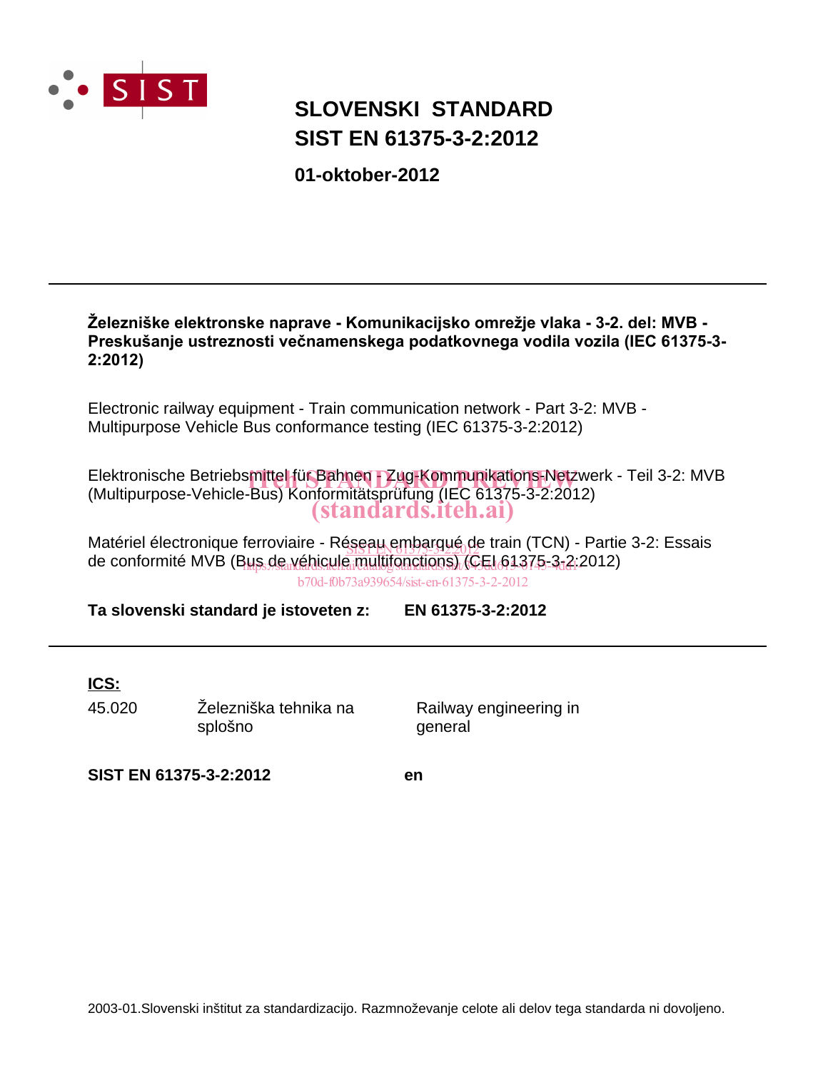SIST

# SLOVENSKI STANDARD
# SIST EN 61375-3-2:2012

**01-oktober-2012**

**Železniške elektronske naprave - Komunikacijsko omrežje vlaka - 3-2. del: MVB - Preskušanje ustreznosti večnamenskega podatkovnega vodila vozila (IEC 61375-3-2:2012)**

Electronic railway equipment - Train communication network - Part 3-2: MVB - Multipurpose Vehicle Bus conformance testing (IEC 61375-3-2:2012)

Elektronische Betriebsmittel für Bahnen - Zug-Kommunikations-Netzwerk - Teil 3-2: MVB (Multipurpose-Vehicle-Bus) Konformitätsprüfung (IEC 61375-3-2:2012)

Matériel électronique ferroviaire - Réseau embarqué de train (TCN) - Partie 3-2: Essais de conformité MVB (Bus de véhicule multifonctions) (CEI 61375-3-2:2012)

**Ta slovenski standard je istoveten z:** **EN 61375-3-2:2012**

**ICS:**

| | | |
|---|---|---|
| 45.020 | Železniška tehnika na splošno | Railway engineering in general |

**SIST EN 61375-3-2:2012** **en**

2003-01.Slovenski inštitut za standardizacijo. Razmnoževanje celote ali delov tega standarda ni dovoljeno.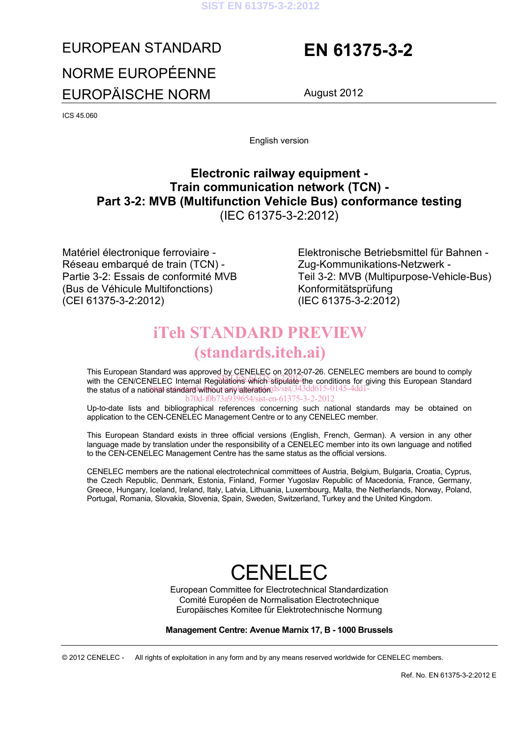EUROPEAN STANDARD

NORME EUROPÉENNE

EUROPÄISCHE NORM

# EN 61375-3-2

August 2012

ICS 45.060

English version

## Electronic railway equipment - Train communication network (TCN) - Part 3-2: MVB (Multifunction Vehicle Bus) conformance testing
(IEC 61375-3-2:2012)

Matériel électronique ferroviaire - Réseau embarqué de train (TCN) - Partie 3-2: Essais de conformité MVB (Bus de Véhicule Multifonctions) (CEI 61375-3-2:2012)

Elektronische Betriebsmittel für Bahnen - Zug-Kommunikations-Netzwerk - Teil 3-2: MVB (Multipurpose-Vehicle-Bus) Konformitätsprüfung (IEC 61375-3-2:2012)

This European Standard was approved by CENELEC on 2012-07-26. CENELEC members are bound to comply with the CEN/CENELEC Internal Regulations which stipulate the conditions for giving this European Standard the status of a national standard without any alteration.

Up-to-date lists and bibliographical references concerning such national standards may be obtained on application to the CEN-CENELEC Management Centre or to any CENELEC member.

This European Standard exists in three official versions (English, French, German). A version in any other language made by translation under the responsibility of a CENELEC member into its own language and notified to the CEN-CENELEC Management Centre has the same status as the official versions.

CENELEC members are the national electrotechnical committees of Austria, Belgium, Bulgaria, Croatia, Cyprus, the Czech Republic, Denmark, Estonia, Finland, Former Yugoslav Republic of Macedonia, France, Germany, Greece, Hungary, Iceland, Ireland, Italy, Latvia, Lithuania, Luxembourg, Malta, the Netherlands, Norway, Poland, Portugal, Romania, Slovakia, Slovenia, Spain, Sweden, Switzerland, Turkey and the United Kingdom.

CENELEC

European Committee for Electrotechnical Standardization
Comité Européen de Normalisation Electrotechnique
Europäisches Komitee für Elektrotechnische Normung

**Management Centre: Avenue Marnix 17, B - 1000 Brussels**

© 2012 CENELEC - All rights of exploitation in any form and by any means reserved worldwide for CENELEC members.

Ref. No. EN 61375-3-2:2012 E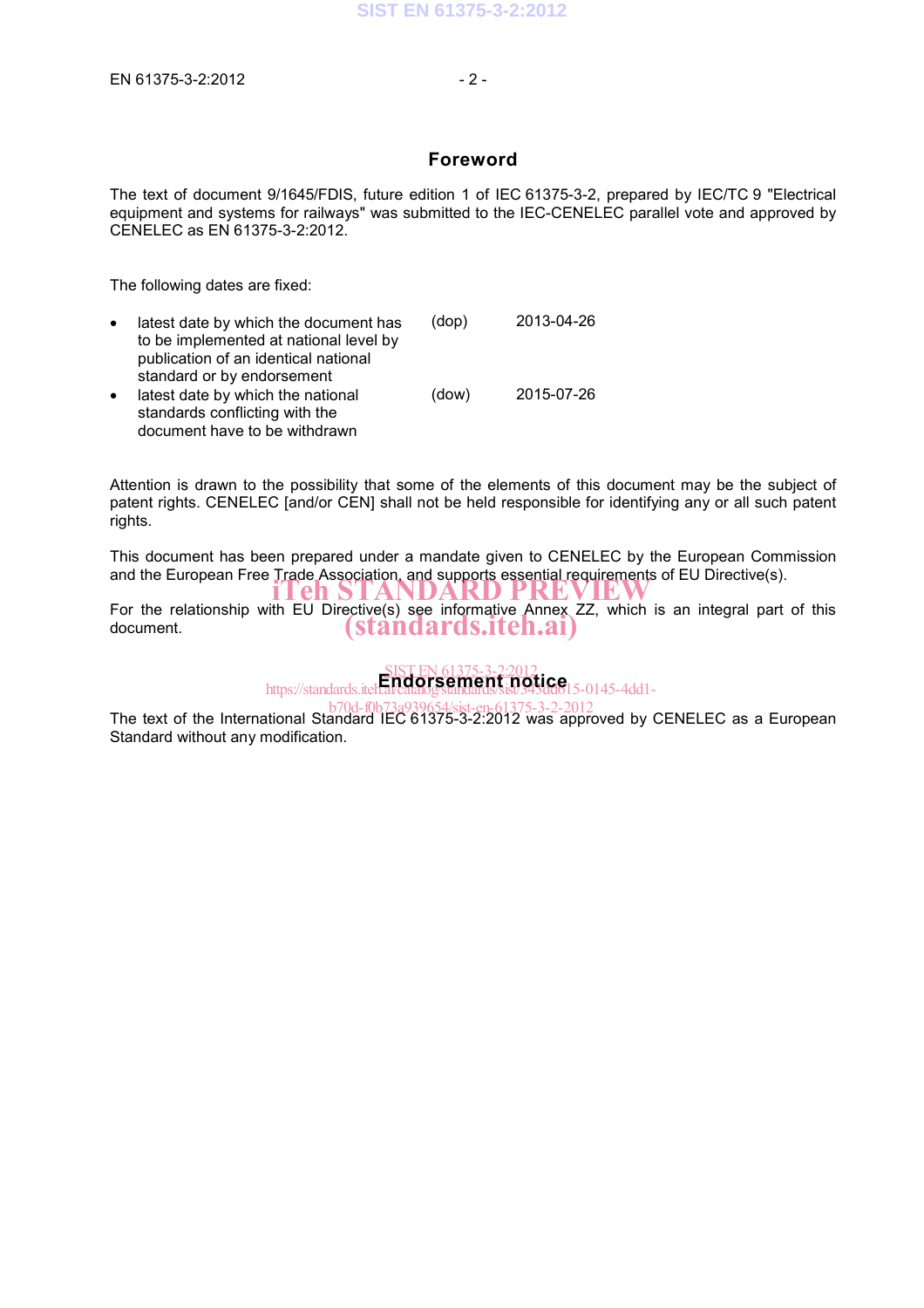## Foreword

The text of document 9/1645/FDIS, future edition 1 of IEC 61375-3-2, prepared by IEC/TC 9 "Electrical equipment and systems for railways" was submitted to the IEC-CENELEC parallel vote and approved by CENELEC as EN 61375-3-2:2012.

The following dates are fixed:

- latest date by which the document has to be implemented at national level by publication of an identical national standard or by endorsement (dop) 2013-04-26
- latest date by which the national standards conflicting with the document have to be withdrawn (dow) 2015-07-26

Attention is drawn to the possibility that some of the elements of this document may be the subject of patent rights. CENELEC [and/or CEN] shall not be held responsible for identifying any or all such patent rights.

This document has been prepared under a mandate given to CENELEC by the European Commission and the European Free Trade Association, and supports essential requirements of EU Directive(s).

For the relationship with EU Directive(s) see informative Annex ZZ, which is an integral part of this document.

## Endorsement notice

The text of the International Standard IEC 61375-3-2:2012 was approved by CENELEC as a European Standard without any modification.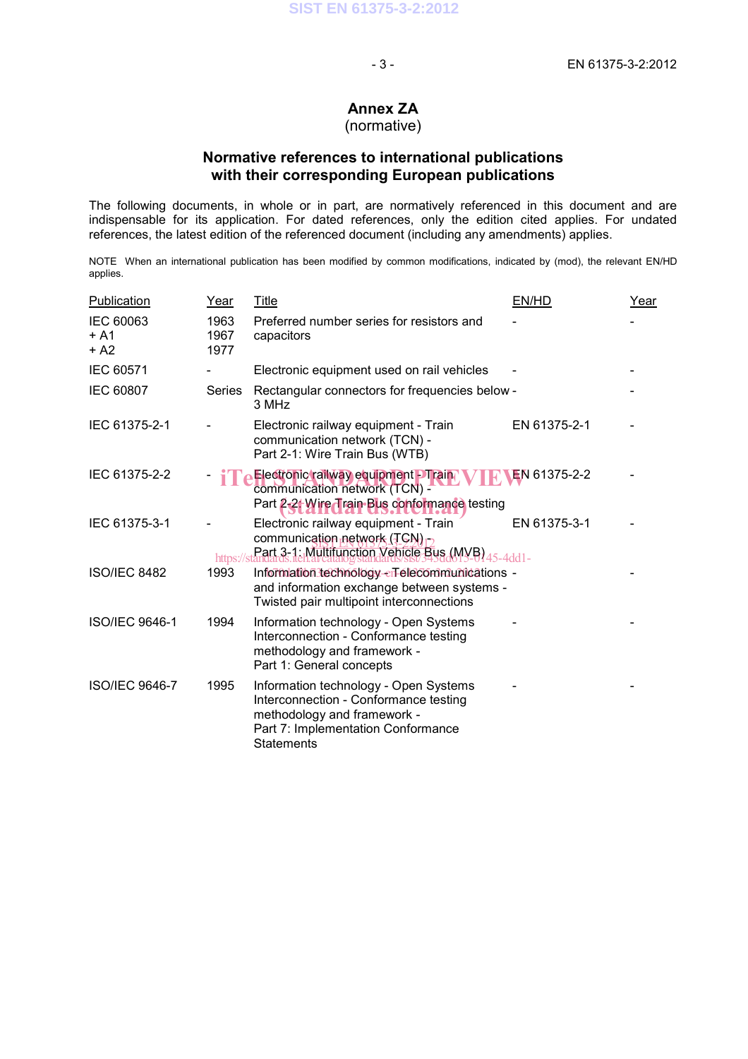# Annex ZA
(normative)

## Normative references to international publications with their corresponding European publications

The following documents, in whole or in part, are normatively referenced in this document and are indispensable for its application. For dated references, only the edition cited applies. For undated references, the latest edition of the referenced document (including any amendments) applies.

NOTE When an international publication has been modified by common modifications, indicated by (mod), the relevant EN/HD applies.

| Publication | Year | Title | EN/HD | Year |
|---|---|---|---|---|
| IEC 60063<br>+ A1<br>+ A2 | 1963<br>1967<br>1977 | Preferred number series for resistors and capacitors | - | - |
| IEC 60571 | - | Electronic equipment used on rail vehicles | - | - |
| IEC 60807 | Series | Rectangular connectors for frequencies below 3 MHz | - | - |
| IEC 61375-2-1 | - | Electronic railway equipment - Train communication network (TCN) - Part 2-1: Wire Train Bus (WTB) | EN 61375-2-1 | - |
| IEC 61375-2-2 | - | Electronic railway equipment - Train communication network (TCN) - Part 2-2: Wire Train Bus conformance testing | EN 61375-2-2 | - |
| IEC 61375-3-1 | - | Electronic railway equipment - Train communication network (TCN) - Part 3-1: Multifunction Vehicle Bus (MVB) | EN 61375-3-1 | - |
| ISO/IEC 8482 | 1993 | Information technology - Telecommunications and information exchange between systems - Twisted pair multipoint interconnections | - | - |
| ISO/IEC 9646-1 | 1994 | Information technology - Open Systems Interconnection - Conformance testing methodology and framework - Part 1: General concepts | - | - |
| ISO/IEC 9646-7 | 1995 | Information technology - Open Systems Interconnection - Conformance testing methodology and framework - Part 7: Implementation Conformance Statements | - | - |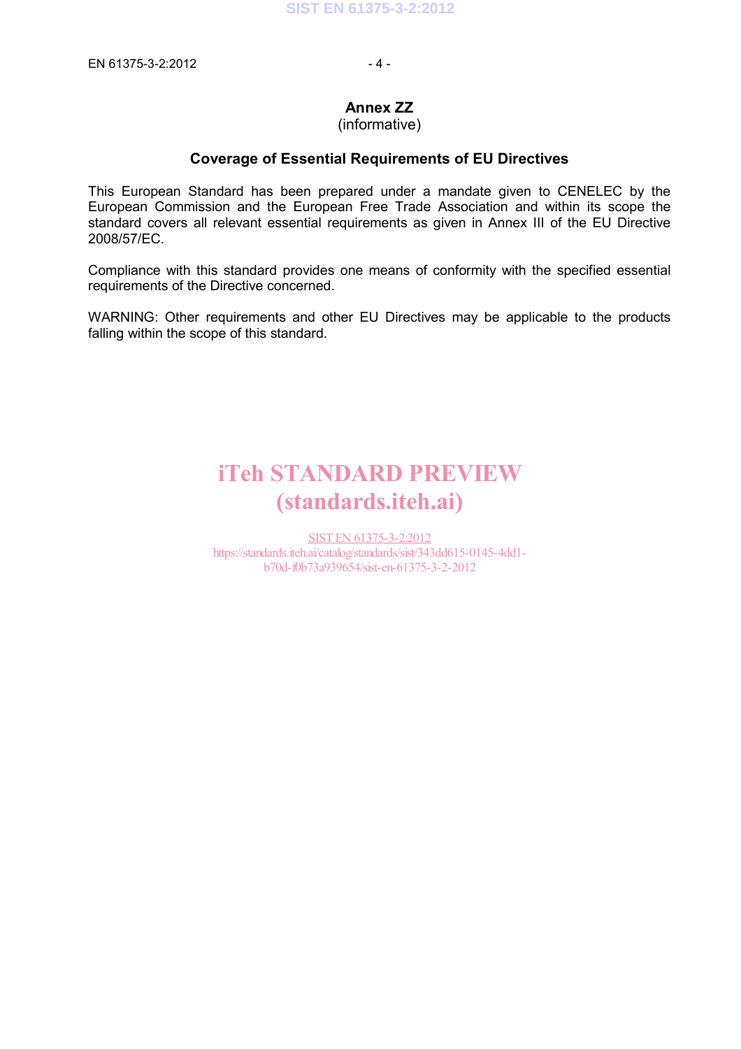## Annex ZZ
(informative)

### Coverage of Essential Requirements of EU Directives

This European Standard has been prepared under a mandate given to CENELEC by the European Commission and the European Free Trade Association and within its scope the standard covers all relevant essential requirements as given in Annex III of the EU Directive 2008/57/EC.

Compliance with this standard provides one means of conformity with the specified essential requirements of the Directive concerned.

WARNING: Other requirements and other EU Directives may be applicable to the products falling within the scope of this standard.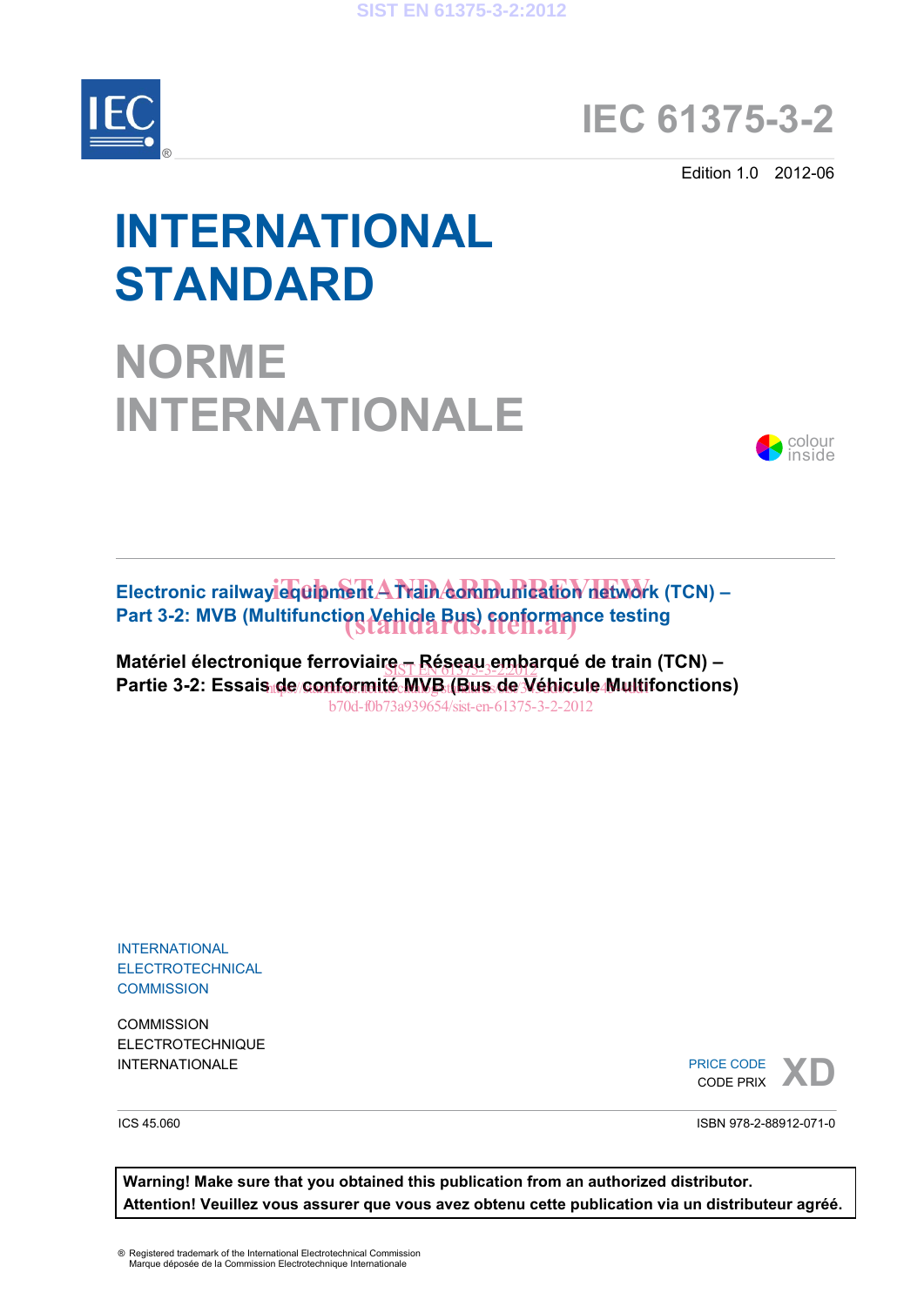# IEC 61375-3-2

Edition 1.0 2012-06

# INTERNATIONAL STANDARD

# NORME INTERNATIONALE

colour inside

**Electronic railway equipment – Train communication network (TCN) – Part 3-2: MVB (Multifunction Vehicle Bus) conformance testing**

**Matériel électronique ferroviaire – Réseau embarqué de train (TCN) – Partie 3-2: Essais de conformité MVB (Bus de Véhicule Multifonctions)**

INTERNATIONAL ELECTROTECHNICAL COMMISSION

COMMISSION ELECTROTECHNIQUE INTERNATIONALE

PRICE CODE
CODE PRIX **XD**

ICS 45.060

ISBN 978-2-88912-071-0

**Warning! Make sure that you obtained this publication from an authorized distributor.**
**Attention! Veuillez vous assurer que vous avez obtenu cette publication via un distributeur agréé.**

® Registered trademark of the International Electrotechnical Commission
Marque déposée de la Commission Electrotechnique Internationale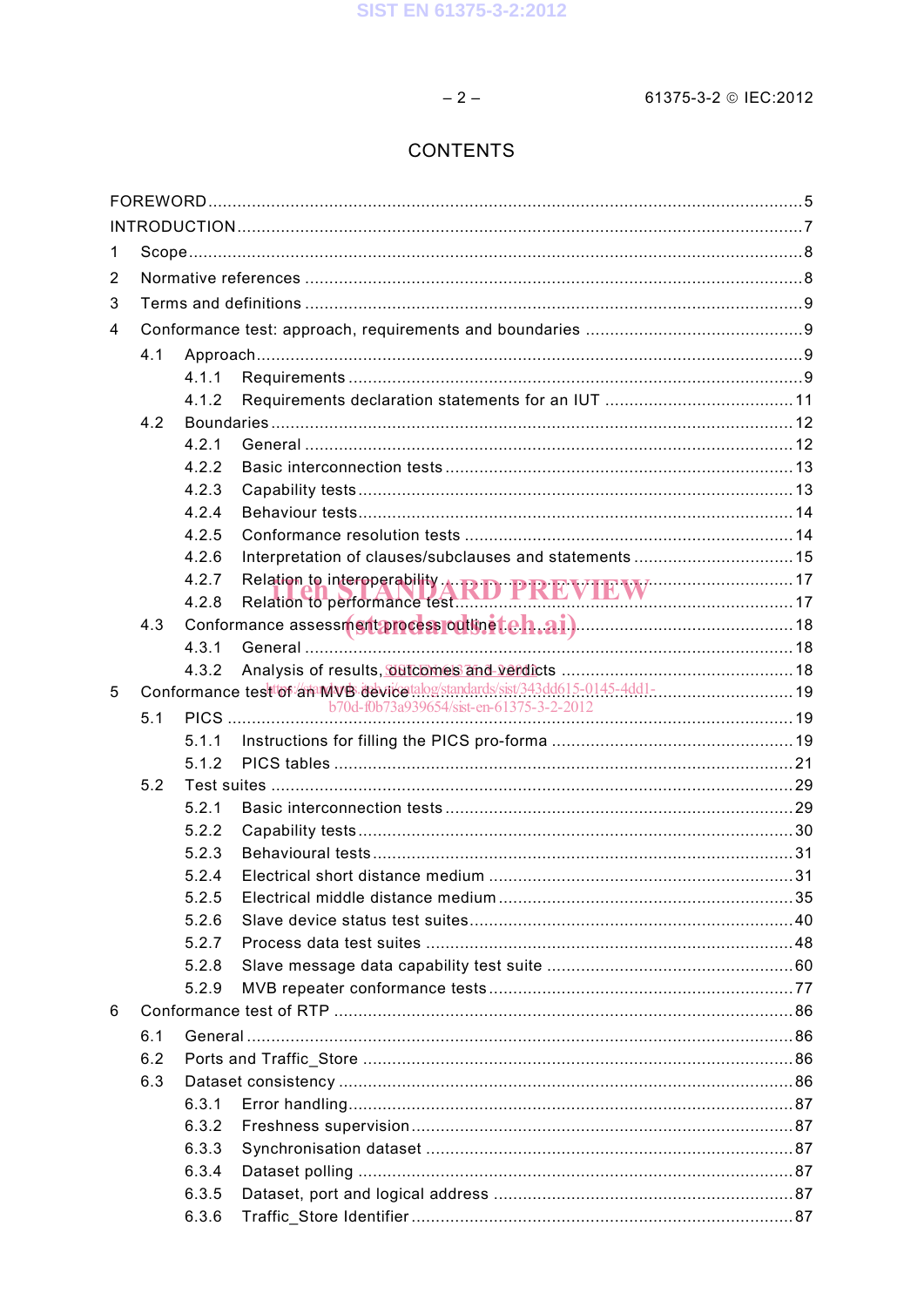# CONTENTS

FOREWORD .......... 5
INTRODUCTION .......... 7
1 Scope .......... 8
2 Normative references .......... 8
3 Terms and definitions .......... 9
4 Conformance test: approach, requirements and boundaries .......... 9
  4.1 Approach .......... 9
    4.1.1 Requirements .......... 9
    4.1.2 Requirements declaration statements for an IUT .......... 11
  4.2 Boundaries .......... 12
    4.2.1 General .......... 12
    4.2.2 Basic interconnection tests .......... 13
    4.2.3 Capability tests .......... 13
    4.2.4 Behaviour tests .......... 14
    4.2.5 Conformance resolution tests .......... 14
    4.2.6 Interpretation of clauses/subclauses and statements .......... 15
    4.2.7 Relation to interoperability .......... 17
    4.2.8 Relation to performance test .......... 17
  4.3 Conformance assessment process outline .......... 18
    4.3.1 General .......... 18
    4.3.2 Analysis of results, outcomes and verdicts .......... 18
5 Conformance test of an MVB device .......... 19
  5.1 PICS .......... 19
    5.1.1 Instructions for filling the PICS pro-forma .......... 19
    5.1.2 PICS tables .......... 21
  5.2 Test suites .......... 29
    5.2.1 Basic interconnection tests .......... 29
    5.2.2 Capability tests .......... 30
    5.2.3 Behavioural tests .......... 31
    5.2.4 Electrical short distance medium .......... 31
    5.2.5 Electrical middle distance medium .......... 35
    5.2.6 Slave device status test suites .......... 40
    5.2.7 Process data test suites .......... 48
    5.2.8 Slave message data capability test suite .......... 60
    5.2.9 MVB repeater conformance tests .......... 77
6 Conformance test of RTP .......... 86
  6.1 General .......... 86
  6.2 Ports and Traffic_Store .......... 86
  6.3 Dataset consistency .......... 86
    6.3.1 Error handling .......... 87
    6.3.2 Freshness supervision .......... 87
    6.3.3 Synchronisation dataset .......... 87
    6.3.4 Dataset polling .......... 87
    6.3.5 Dataset, port and logical address .......... 87
    6.3.6 Traffic_Store Identifier .......... 87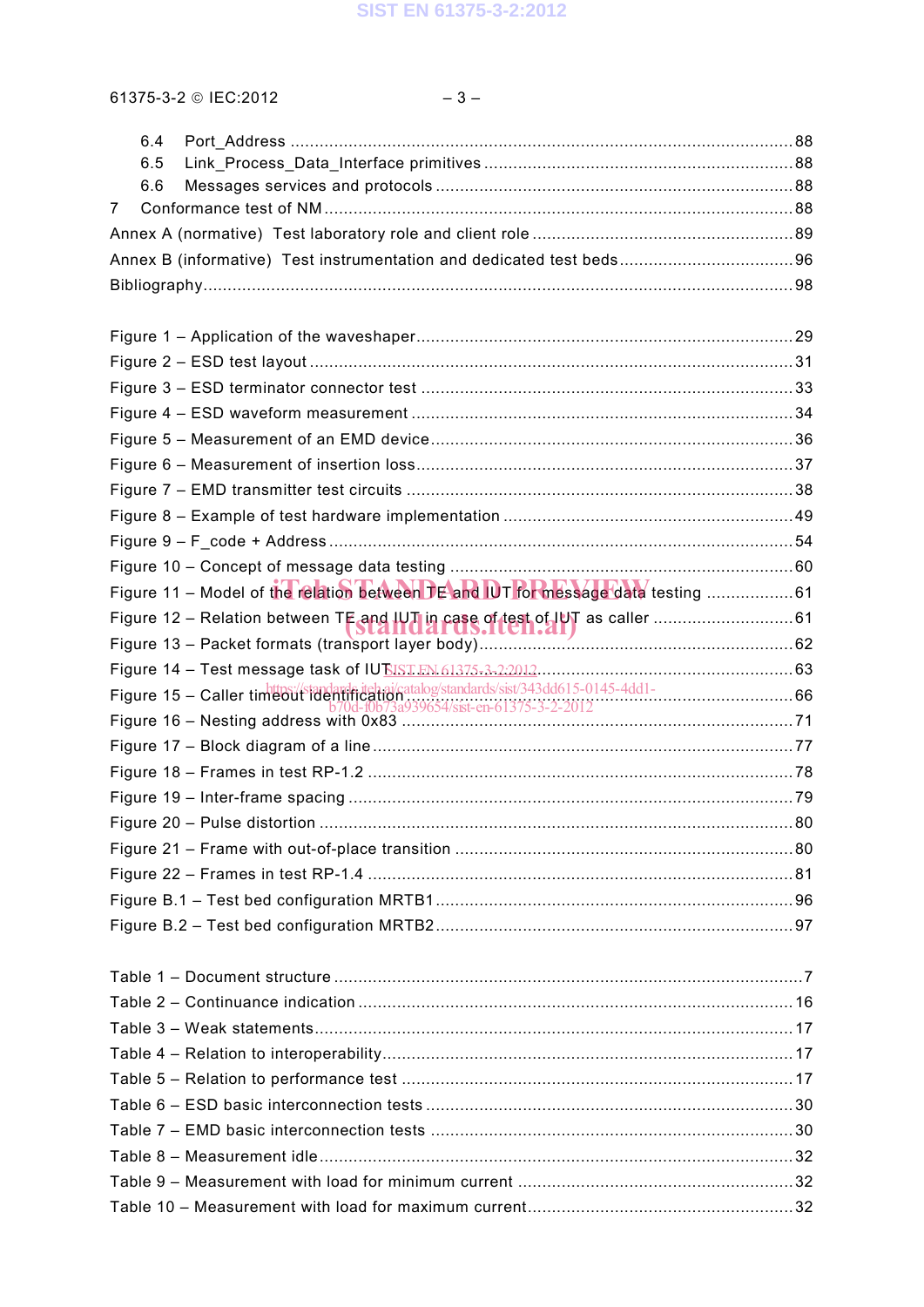6.4 Port_Address ........................................................................................... 88
6.5 Link_Process_Data_Interface primitives ................................................................ 88
6.6 Messages services and protocols ......................................................................... 88
7 Conformance test of NM ...................................................................................... 88
Annex A (normative) Test laboratory role and client role ............................................... 89
Annex B (informative) Test instrumentation and dedicated test beds .................................... 96
Bibliography ......................................................................................................... 98

Figure 1 – Application of the waveshaper ............................................................... 29
Figure 2 – ESD test layout ..................................................................................... 31
Figure 3 – ESD terminator connector test ................................................................ 33
Figure 4 – ESD waveform measurement ................................................................. 34
Figure 5 – Measurement of an EMD device ............................................................. 36
Figure 6 – Measurement of insertion loss ................................................................ 37
Figure 7 – EMD transmitter test circuits .................................................................. 38
Figure 8 – Example of test hardware implementation ............................................... 49
Figure 9 – F_code + Address ................................................................................. 54
Figure 10 – Concept of message data testing .......................................................... 60
Figure 11 – Model of the relation between TE and IUT for message data testing ......... 61
Figure 12 – Relation between TE and IUT in case of test of IUT as caller ................... 61
Figure 13 – Packet formats (transport layer body) .................................................... 62
Figure 14 – Test message task of IUT ..................................................................... 63
Figure 15 – Caller timeout identification .................................................................. 66
Figure 16 – Nesting address with 0x83 ................................................................... 71
Figure 17 – Block diagram of a line ......................................................................... 77
Figure 18 – Frames in test RP-1.2 ........................................................................... 78
Figure 19 – Inter-frame spacing .............................................................................. 79
Figure 20 – Pulse distortion .................................................................................... 80
Figure 21 – Frame with out-of-place transition ......................................................... 80
Figure 22 – Frames in test RP-1.4 ........................................................................... 81
Figure B.1 – Test bed configuration MRTB1 ............................................................ 96
Figure B.2 – Test bed configuration MRTB2 ............................................................ 97

Table 1 – Document structure ................................................................................... 7
Table 2 – Continuance indication ............................................................................ 16
Table 3 – Weak statements ..................................................................................... 17
Table 4 – Relation to interoperability ....................................................................... 17
Table 5 – Relation to performance test .................................................................... 17
Table 6 – ESD basic interconnection tests ................................................................ 30
Table 7 – EMD basic interconnection tests ............................................................... 30
Table 8 – Measurement idle .................................................................................... 32
Table 9 – Measurement with load for minimum current ............................................. 32
Table 10 – Measurement with load for maximum current .......................................... 32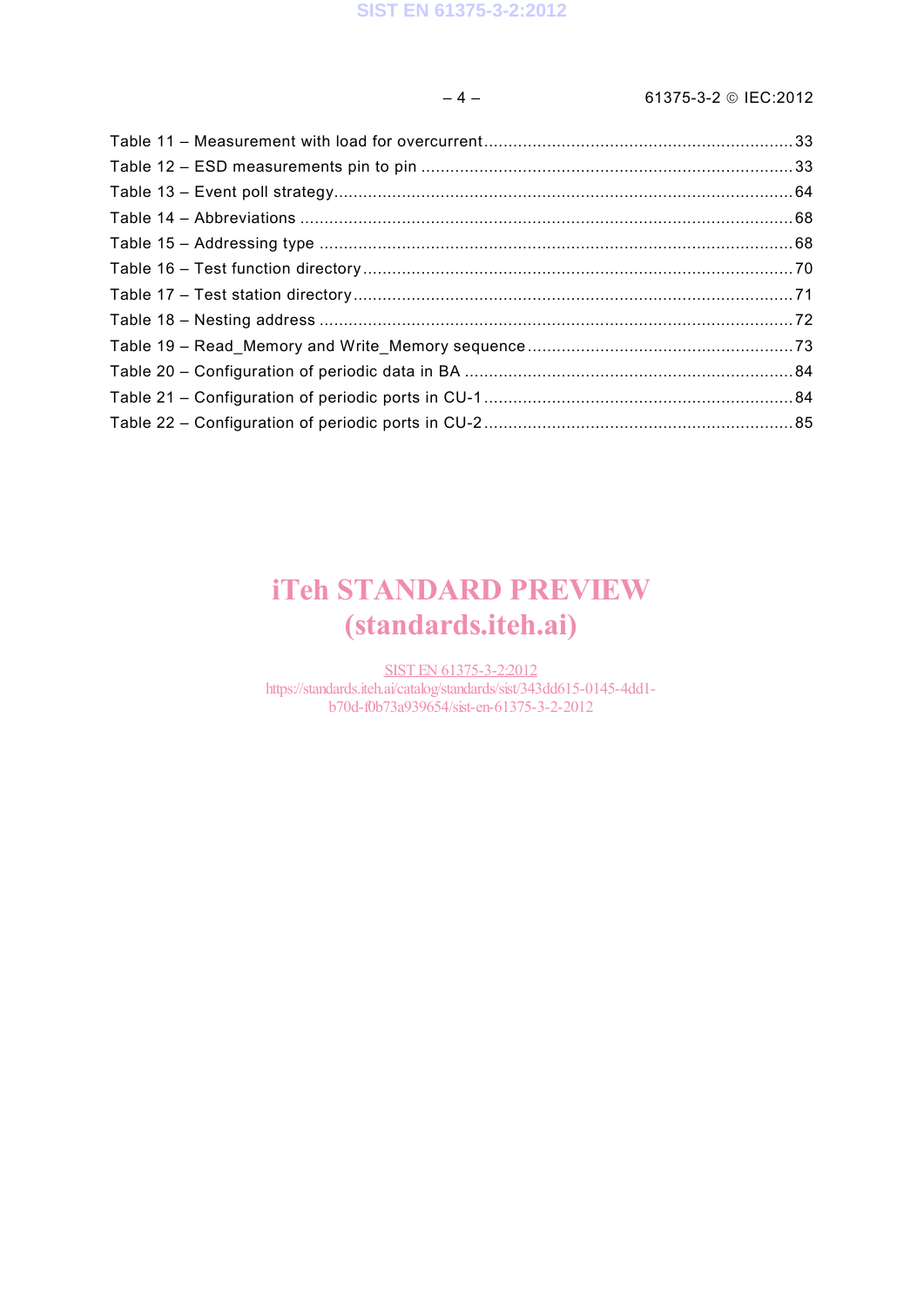Table 11 – Measurement with load for overcurrent ... 33
Table 12 – ESD measurements pin to pin ... 33
Table 13 – Event poll strategy ... 64
Table 14 – Abbreviations ... 68
Table 15 – Addressing type ... 68
Table 16 – Test function directory ... 70
Table 17 – Test station directory ... 71
Table 18 – Nesting address ... 72
Table 19 – Read_Memory and Write_Memory sequence ... 73
Table 20 – Configuration of periodic data in BA ... 84
Table 21 – Configuration of periodic ports in CU-1 ... 84
Table 22 – Configuration of periodic ports in CU-2 ... 85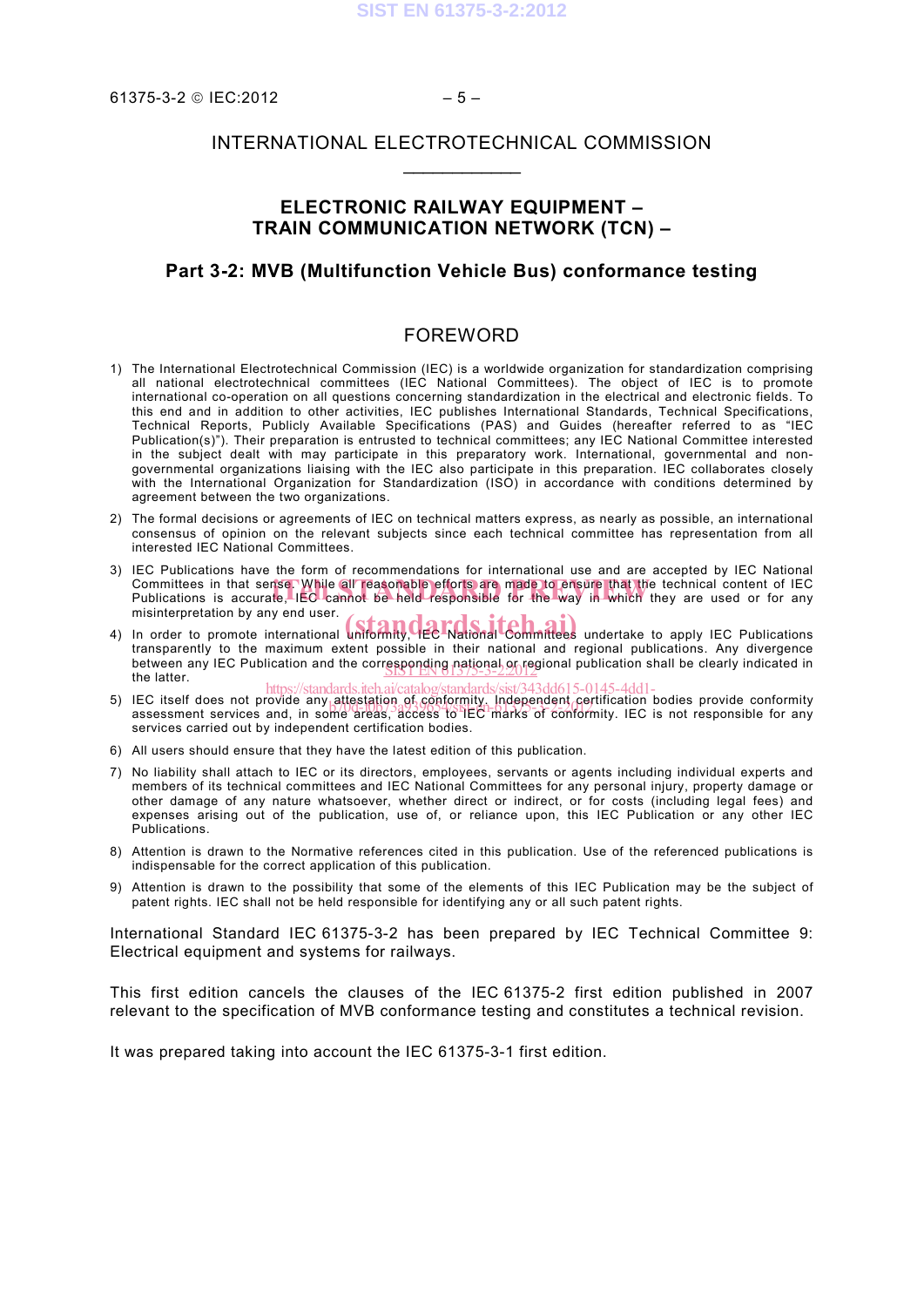# INTERNATIONAL ELECTROTECHNICAL COMMISSION

___________

## ELECTRONIC RAILWAY EQUIPMENT – TRAIN COMMUNICATION NETWORK (TCN) –

## Part 3-2: MVB (Multifunction Vehicle Bus) conformance testing

## FOREWORD

1) The International Electrotechnical Commission (IEC) is a worldwide organization for standardization comprising all national electrotechnical committees (IEC National Committees). The object of IEC is to promote international co-operation on all questions concerning standardization in the electrical and electronic fields. To this end and in addition to other activities, IEC publishes International Standards, Technical Specifications, Technical Reports, Publicly Available Specifications (PAS) and Guides (hereafter referred to as "IEC Publication(s)"). Their preparation is entrusted to technical committees; any IEC National Committee interested in the subject dealt with may participate in this preparatory work. International, governmental and non-governmental organizations liaising with the IEC also participate in this preparation. IEC collaborates closely with the International Organization for Standardization (ISO) in accordance with conditions determined by agreement between the two organizations.

2) The formal decisions or agreements of IEC on technical matters express, as nearly as possible, an international consensus of opinion on the relevant subjects since each technical committee has representation from all interested IEC National Committees.

3) IEC Publications have the form of recommendations for international use and are accepted by IEC National Committees in that sense. While all reasonable efforts are made to ensure that the technical content of IEC Publications is accurate, IEC cannot be held responsible for the way in which they are used or for any misinterpretation by any end user.

4) In order to promote international uniformity, IEC National Committees undertake to apply IEC Publications transparently to the maximum extent possible in their national and regional publications. Any divergence between any IEC Publication and the corresponding national or regional publication shall be clearly indicated in the latter.

5) IEC itself does not provide any attestation of conformity. Independent certification bodies provide conformity assessment services and, in some areas, access to IEC marks of conformity. IEC is not responsible for any services carried out by independent certification bodies.

6) All users should ensure that they have the latest edition of this publication.

7) No liability shall attach to IEC or its directors, employees, servants or agents including individual experts and members of its technical committees and IEC National Committees for any personal injury, property damage or other damage of any nature whatsoever, whether direct or indirect, or for costs (including legal fees) and expenses arising out of the publication, use of, or reliance upon, this IEC Publication or any other IEC Publications.

8) Attention is drawn to the Normative references cited in this publication. Use of the referenced publications is indispensable for the correct application of this publication.

9) Attention is drawn to the possibility that some of the elements of this IEC Publication may be the subject of patent rights. IEC shall not be held responsible for identifying any or all such patent rights.

International Standard IEC 61375-3-2 has been prepared by IEC Technical Committee 9: Electrical equipment and systems for railways.

This first edition cancels the clauses of the IEC 61375-2 first edition published in 2007 relevant to the specification of MVB conformance testing and constitutes a technical revision.

It was prepared taking into account the IEC 61375-3-1 first edition.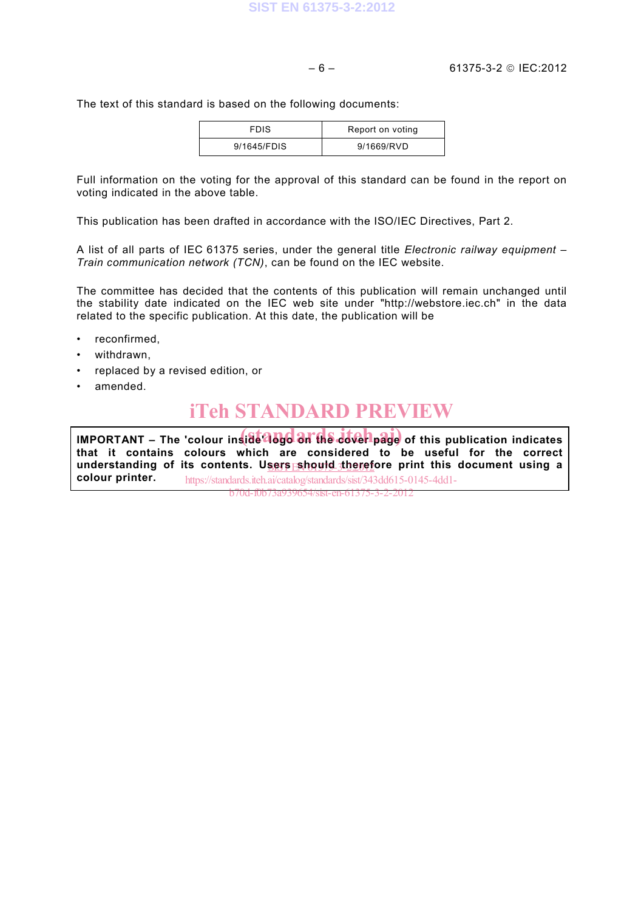The text of this standard is based on the following documents:

| FDIS | Report on voting |
|---|---|
| 9/1645/FDIS | 9/1669/RVD |

Full information on the voting for the approval of this standard can be found in the report on voting indicated in the above table.

This publication has been drafted in accordance with the ISO/IEC Directives, Part 2.

A list of all parts of IEC 61375 series, under the general title *Electronic railway equipment – Train communication network (TCN)*, can be found on the IEC website.

The committee has decided that the contents of this publication will remain unchanged until the stability date indicated on the IEC web site under "http://webstore.iec.ch" in the data related to the specific publication. At this date, the publication will be

- reconfirmed,
- withdrawn,
- replaced by a revised edition, or
- amended.

**IMPORTANT – The 'colour inside' logo on the cover page of this publication indicates that it contains colours which are considered to be useful for the correct understanding of its contents. Users should therefore print this document using a colour printer.**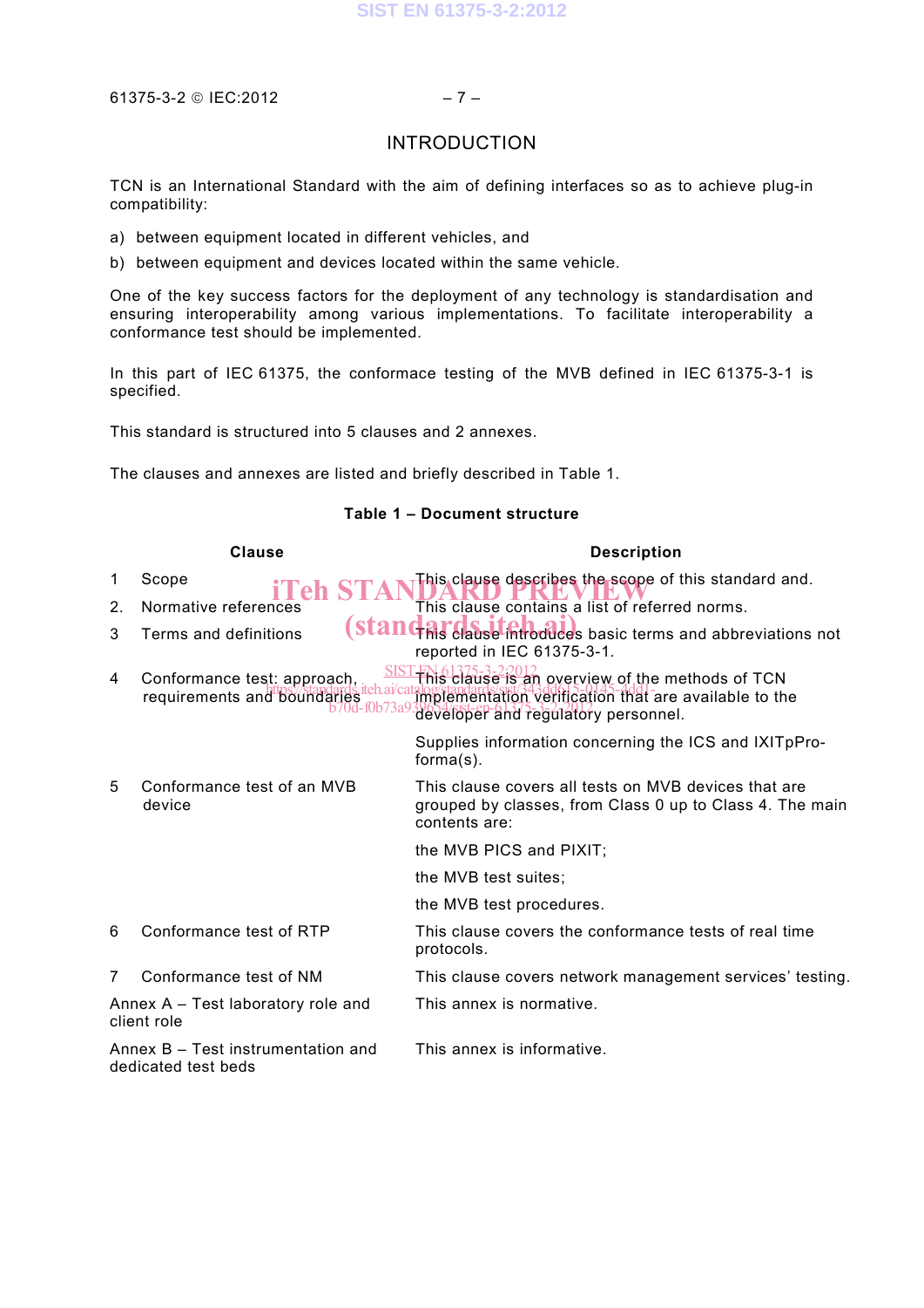# INTRODUCTION

TCN is an International Standard with the aim of defining interfaces so as to achieve plug-in compatibility:

a) between equipment located in different vehicles, and
b) between equipment and devices located within the same vehicle.

One of the key success factors for the deployment of any technology is standardisation and ensuring interoperability among various implementations. To facilitate interoperability a conformance test should be implemented.

In this part of IEC 61375, the conformace testing of the MVB defined in IEC 61375-3-1 is specified.

This standard is structured into 5 clauses and 2 annexes.

The clauses and annexes are listed and briefly described in Table 1.

**Table 1 – Document structure**

| Clause | Description |
|---|---|
| 1 Scope | This clause describes the scope of this standard and. |
| 2. Normative references | This clause contains a list of referred norms. |
| 3 Terms and definitions | This clause introduces basic terms and abbreviations not reported in IEC 61375-3-1. |
| 4 Conformance test: approach, requirements and boundaries | This clause is an overview of the methods of TCN implementation verification that are available to the developer and regulatory personnel.<br><br>Supplies information concerning the ICS and IXITpPro-forma(s). |
| 5 Conformance test of an MVB device | This clause covers all tests on MVB devices that are grouped by classes, from Class 0 up to Class 4. The main contents are:<br><br>the MVB PICS and PIXIT;<br><br>the MVB test suites;<br><br>the MVB test procedures. |
| 6 Conformance test of RTP | This clause covers the conformance tests of real time protocols. |
| 7 Conformance test of NM | This clause covers network management services' testing. |
| Annex A – Test laboratory role and client role | This annex is normative. |
| Annex B – Test instrumentation and dedicated test beds | This annex is informative. |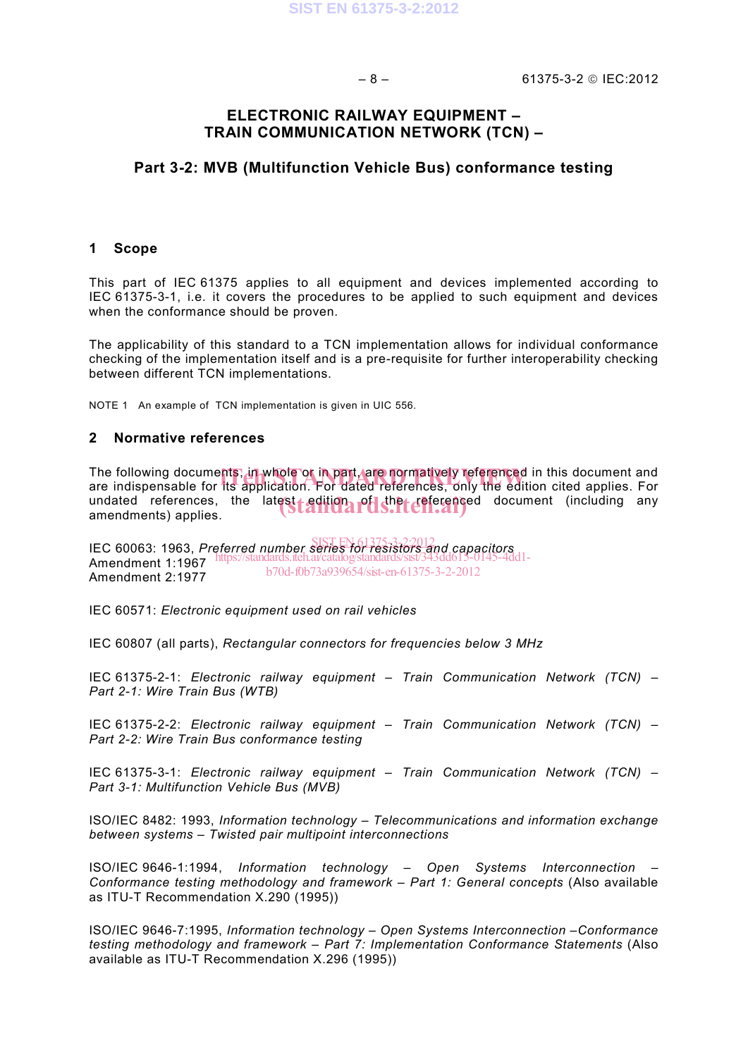# ELECTRONIC RAILWAY EQUIPMENT – TRAIN COMMUNICATION NETWORK (TCN) –

## Part 3-2: MVB (Multifunction Vehicle Bus) conformance testing

## 1 Scope

This part of IEC 61375 applies to all equipment and devices implemented according to IEC 61375-3-1, i.e. it covers the procedures to be applied to such equipment and devices when the conformance should be proven.

The applicability of this standard to a TCN implementation allows for individual conformance checking of the implementation itself and is a pre-requisite for further interoperability checking between different TCN implementations.

NOTE 1 An example of TCN implementation is given in UIC 556.

## 2 Normative references

The following documents, in whole or in part, are normatively referenced in this document and are indispensable for its application. For dated references, only the edition cited applies. For undated references, the latest edition of the referenced document (including any amendments) applies.

IEC 60063: 1963, *Preferred number series for resistors and capacitors*
Amendment 1:1967
Amendment 2:1977

IEC 60571: *Electronic equipment used on rail vehicles*

IEC 60807 (all parts), *Rectangular connectors for frequencies below 3 MHz*

IEC 61375-2-1: *Electronic railway equipment – Train Communication Network (TCN) – Part 2-1: Wire Train Bus (WTB)*

IEC 61375-2-2: *Electronic railway equipment – Train Communication Network (TCN) – Part 2-2: Wire Train Bus conformance testing*

IEC 61375-3-1: *Electronic railway equipment – Train Communication Network (TCN) – Part 3-1: Multifunction Vehicle Bus (MVB)*

ISO/IEC 8482: 1993, *Information technology – Telecommunications and information exchange between systems – Twisted pair multipoint interconnections*

ISO/IEC 9646-1:1994, *Information technology – Open Systems Interconnection – Conformance testing methodology and framework – Part 1: General concepts* (Also available as ITU-T Recommendation X.290 (1995))

ISO/IEC 9646-7:1995, *Information technology – Open Systems Interconnection –Conformance testing methodology and framework – Part 7: Implementation Conformance Statements* (Also available as ITU-T Recommendation X.296 (1995))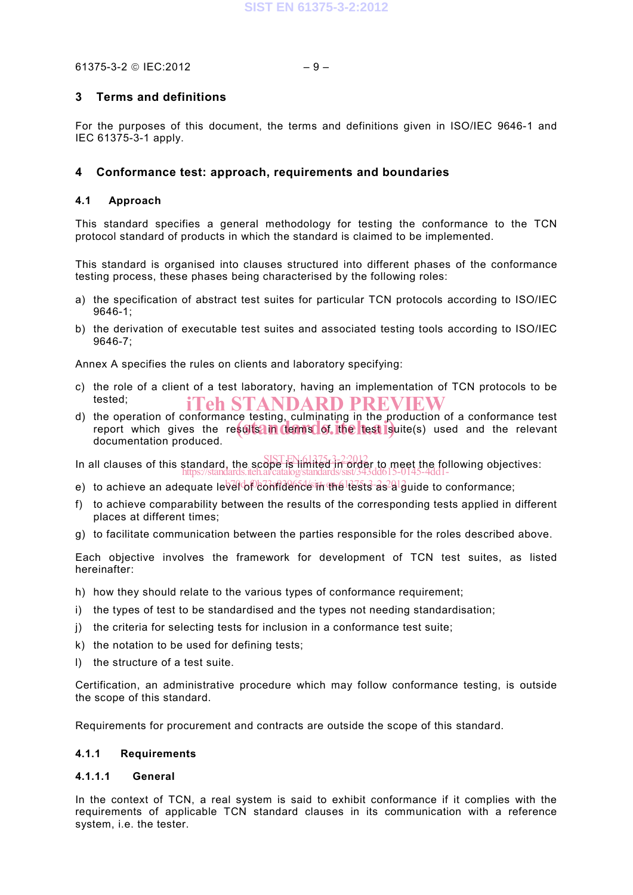## 3 Terms and definitions

For the purposes of this document, the terms and definitions given in ISO/IEC 9646-1 and IEC 61375-3-1 apply.

## 4 Conformance test: approach, requirements and boundaries

### 4.1 Approach

This standard specifies a general methodology for testing the conformance to the TCN protocol standard of products in which the standard is claimed to be implemented.

This standard is organised into clauses structured into different phases of the conformance testing process, these phases being characterised by the following roles:

a) the specification of abstract test suites for particular TCN protocols according to ISO/IEC 9646-1;

b) the derivation of executable test suites and associated testing tools according to ISO/IEC 9646-7;

Annex A specifies the rules on clients and laboratory specifying:

c) the role of a client of a test laboratory, having an implementation of TCN protocols to be tested;

d) the operation of conformance testing, culminating in the production of a conformance test report which gives the results in terms of the test suite(s) used and the relevant documentation produced.

In all clauses of this standard, the scope is limited in order to meet the following objectives:

e) to achieve an adequate level of confidence in the tests as a guide to conformance;

f) to achieve comparability between the results of the corresponding tests applied in different places at different times;

g) to facilitate communication between the parties responsible for the roles described above.

Each objective involves the framework for development of TCN test suites, as listed hereinafter:

h) how they should relate to the various types of conformance requirement;

i) the types of test to be standardised and the types not needing standardisation;

j) the criteria for selecting tests for inclusion in a conformance test suite;

k) the notation to be used for defining tests;

l) the structure of a test suite.

Certification, an administrative procedure which may follow conformance testing, is outside the scope of this standard.

Requirements for procurement and contracts are outside the scope of this standard.

#### 4.1.1 Requirements

##### 4.1.1.1 General

In the context of TCN, a real system is said to exhibit conformance if it complies with the requirements of applicable TCN standard clauses in its communication with a reference system, i.e. the tester.